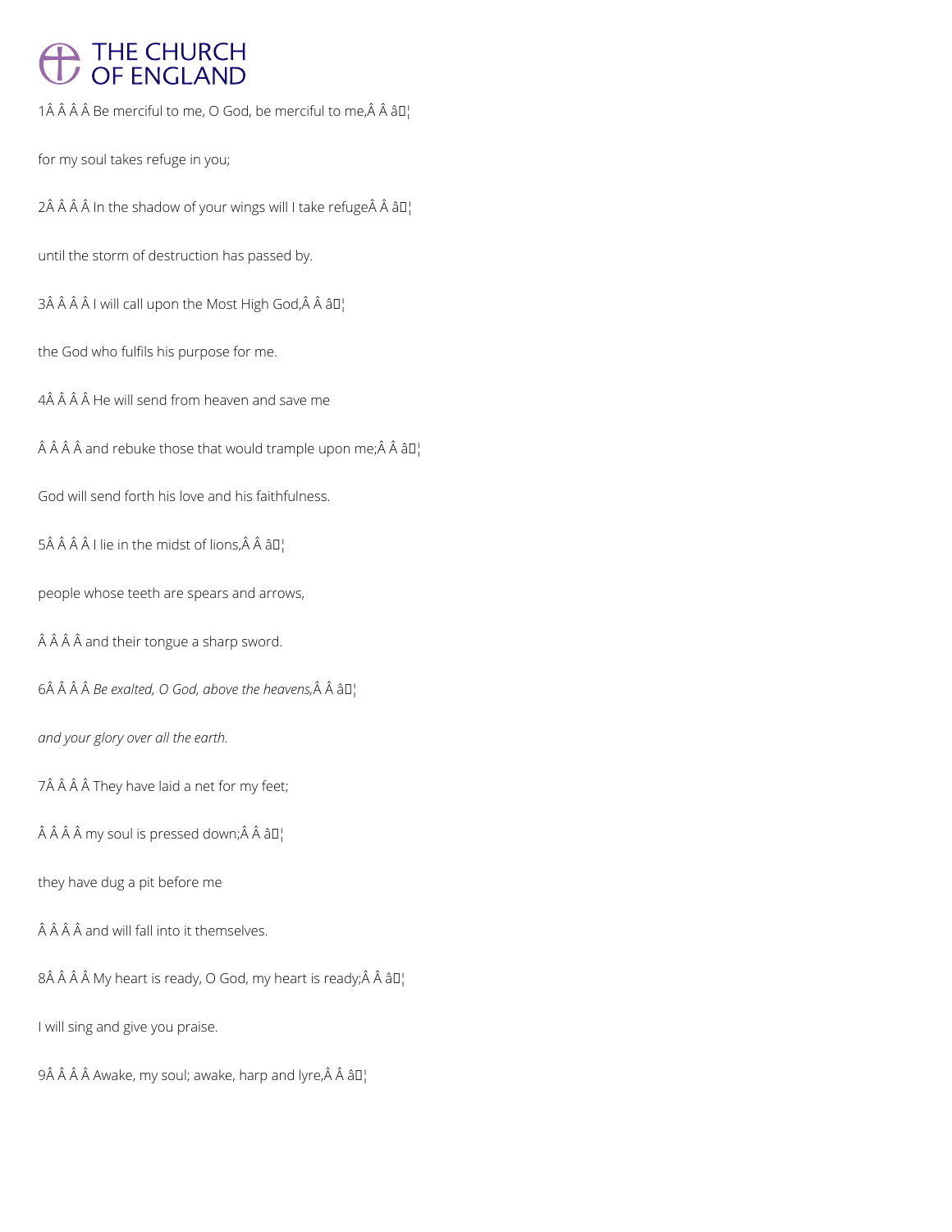1Â Â Â Â Be merciful to me, O God, be merciful to me,Â Â â¦

for my soul takes refuge in you;

2Â Â Â Â In the shadow of your wings will I take refugeÂ Â â¦

until the storm of destruction has passed by.

3Â Â Â Â I will call upon the Most High God,Â Â â¦

the God who fulfils his purpose for me.

4Â Â Â Â He will send from heaven and save me

Â Â Â Â and rebuke those that would trample upon me;Â Â â¦

God will send forth his love and his faithfulness.

5Â Â Â Â I lie in the midst of lions,Â Â â¦

people whose teeth are spears and arrows,

Â Â Â Â and their tongue a sharp sword.

6Â Â Â Â *Be exalted, O God, above the heavens,*Â Â â¦

*and your glory over all the earth.*

7Â Â Â Â They have laid a net for my feet;

Â Â Â Â my soul is pressed down;Â Â â¦

they have dug a pit before me

Â Â Â Â and will fall into it themselves.

8Â Â Â Â My heart is ready, O God, my heart is ready;Â Â â¦

I will sing and give you praise.

9Â Â Â Â Awake, my soul; awake, harp and lyre,Â Â â¦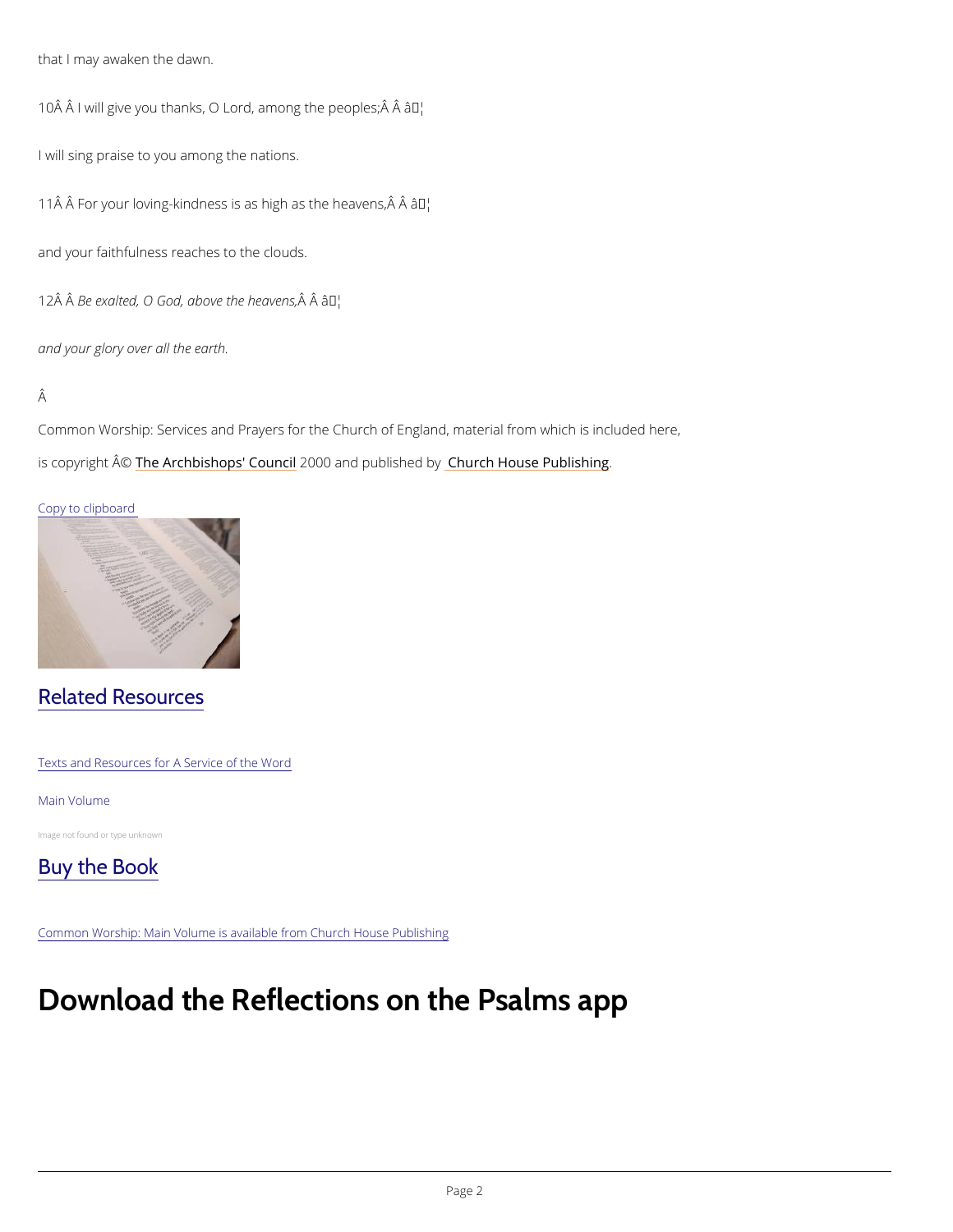that I may awaken the dawn.

10Â Â I will give you thanks, O Lord, among the peoples;Â Â â¦

I will sing praise to you among the nations.

11Â Â For your loving-kindness is as high as the heavens,Â Â â¦

and your faithfulness reaches to the clouds.

12Â Â *Be exalted, O God, above the heavens,*Â Â â¦

*and your glory over all the earth.*

Â

Common Worship: Services and Prayers for the Church of England, material from which is included here, is copyright Â© The Archbishops' Council 2000 and published by Church House Publishing.

Copy to clipboard

## Related Resources

Texts and Resources for A Service of the Word

Main Volume

Image not found or type unknown

## Buy the Book

Common Worship: Main Volume is available from Church House Publishing

# Download the Reflections on the Psalms app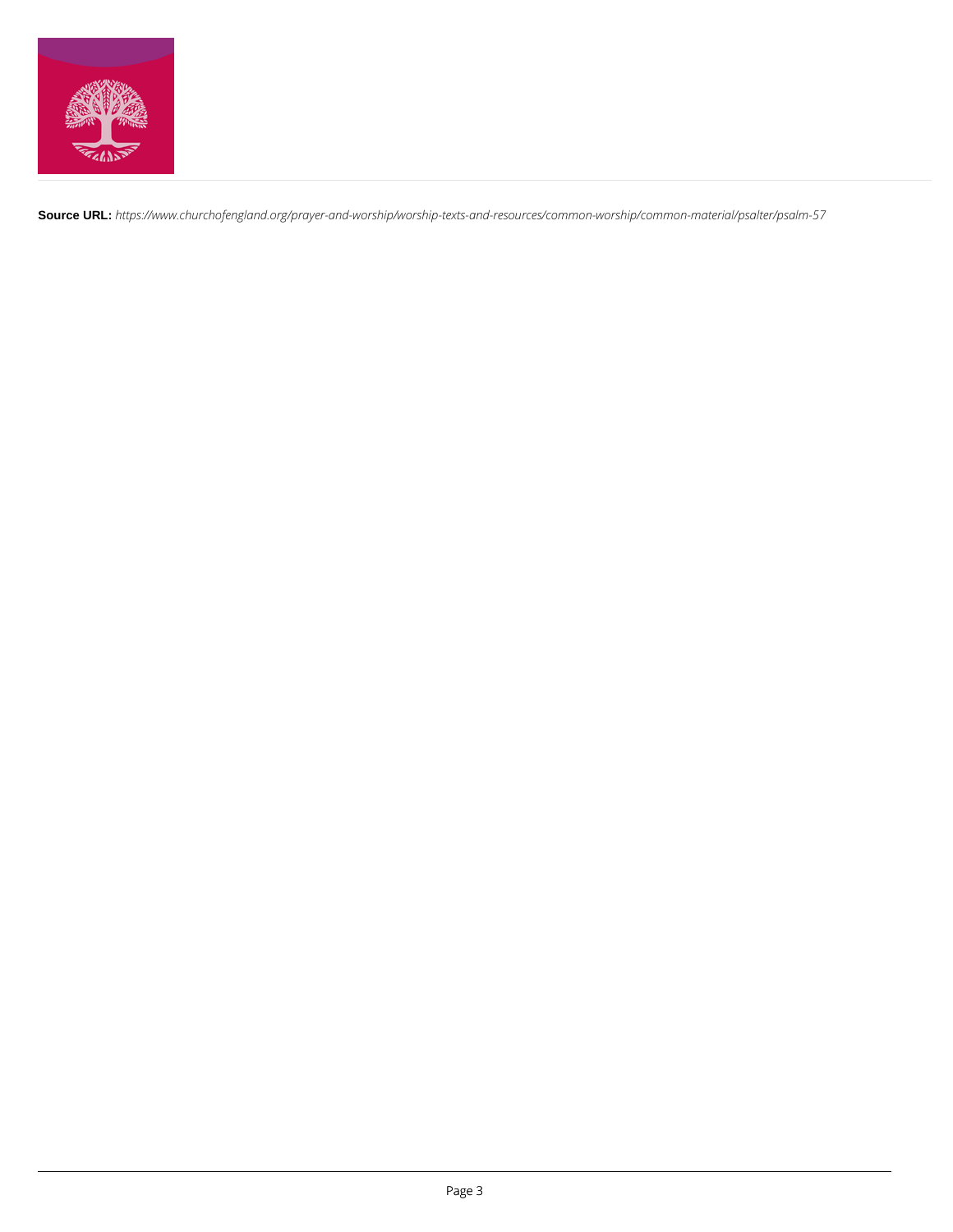**Source URL:** *https://www.churchofengland.org/prayer-and-worship/worship-texts-and-resources/common-worship/common-material/psalter/psalm-57*